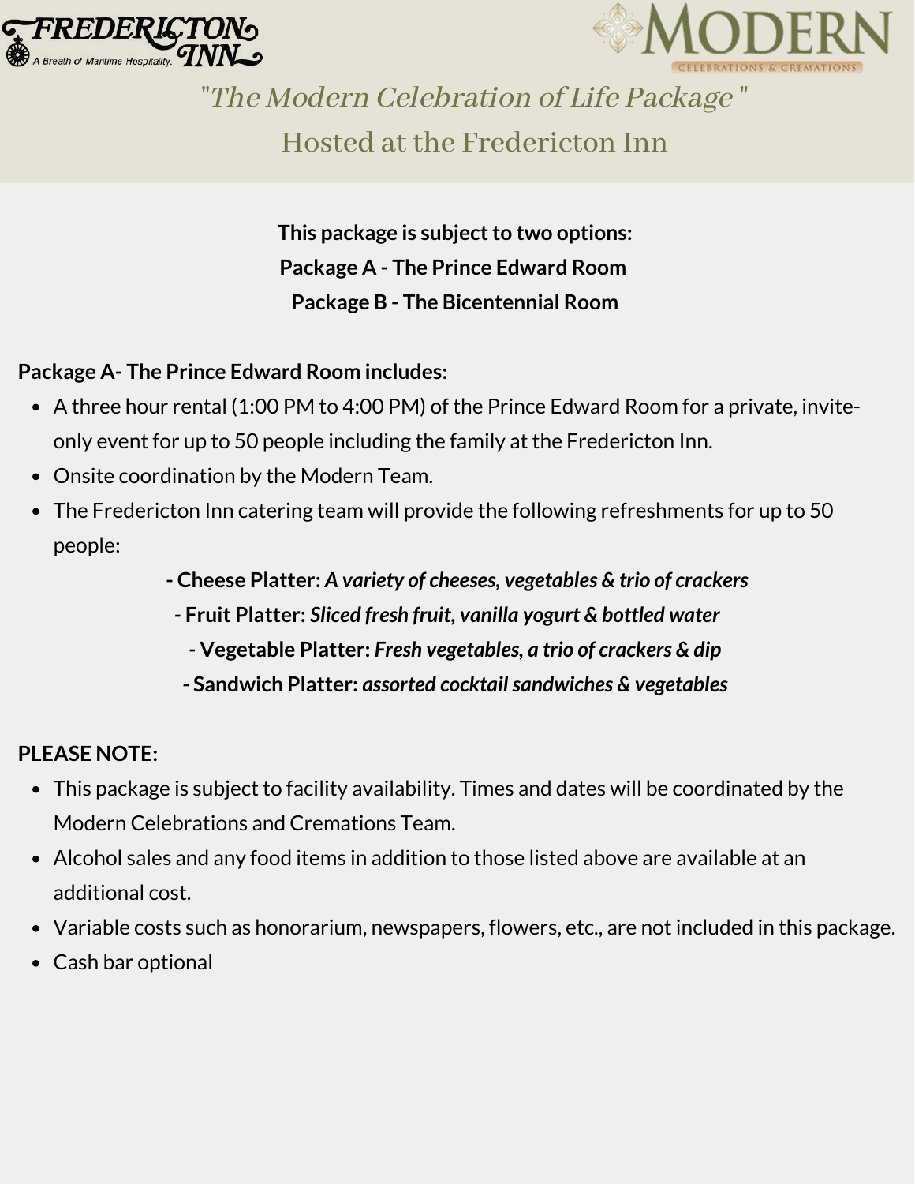FREDERICTON INN
A Breath of Maritime Hospitality.

MODERN
CELEBRATIONS & CREMATIONS

# *"The Modern Celebration of Life Package"*

## Hosted at the Fredericton Inn

**This package is subject to two options:**
**Package A - The Prince Edward Room**
**Package B - The Bicentennial Room**

**Package A- The Prince Edward Room includes:**

- A three hour rental (1:00 PM to 4:00 PM) of the Prince Edward Room for a private, invite-only event for up to 50 people including the family at the Fredericton Inn.
- Onsite coordination by the Modern Team.
- The Fredericton Inn catering team will provide the following refreshments for up to 50 people:

  **- Cheese Platter:** ***A variety of cheeses, vegetables & trio of crackers***
  **- Fruit Platter:** ***Sliced fresh fruit, vanilla yogurt & bottled water***
  **- Vegetable Platter:** ***Fresh vegetables, a trio of crackers & dip***
  **- Sandwich Platter:** ***assorted cocktail sandwiches & vegetables***

**PLEASE NOTE:**

- This package is subject to facility availability. Times and dates will be coordinated by the Modern Celebrations and Cremations Team.
- Alcohol sales and any food items in addition to those listed above are available at an additional cost.
- Variable costs such as honorarium, newspapers, flowers, etc., are not included in this package.
- Cash bar optional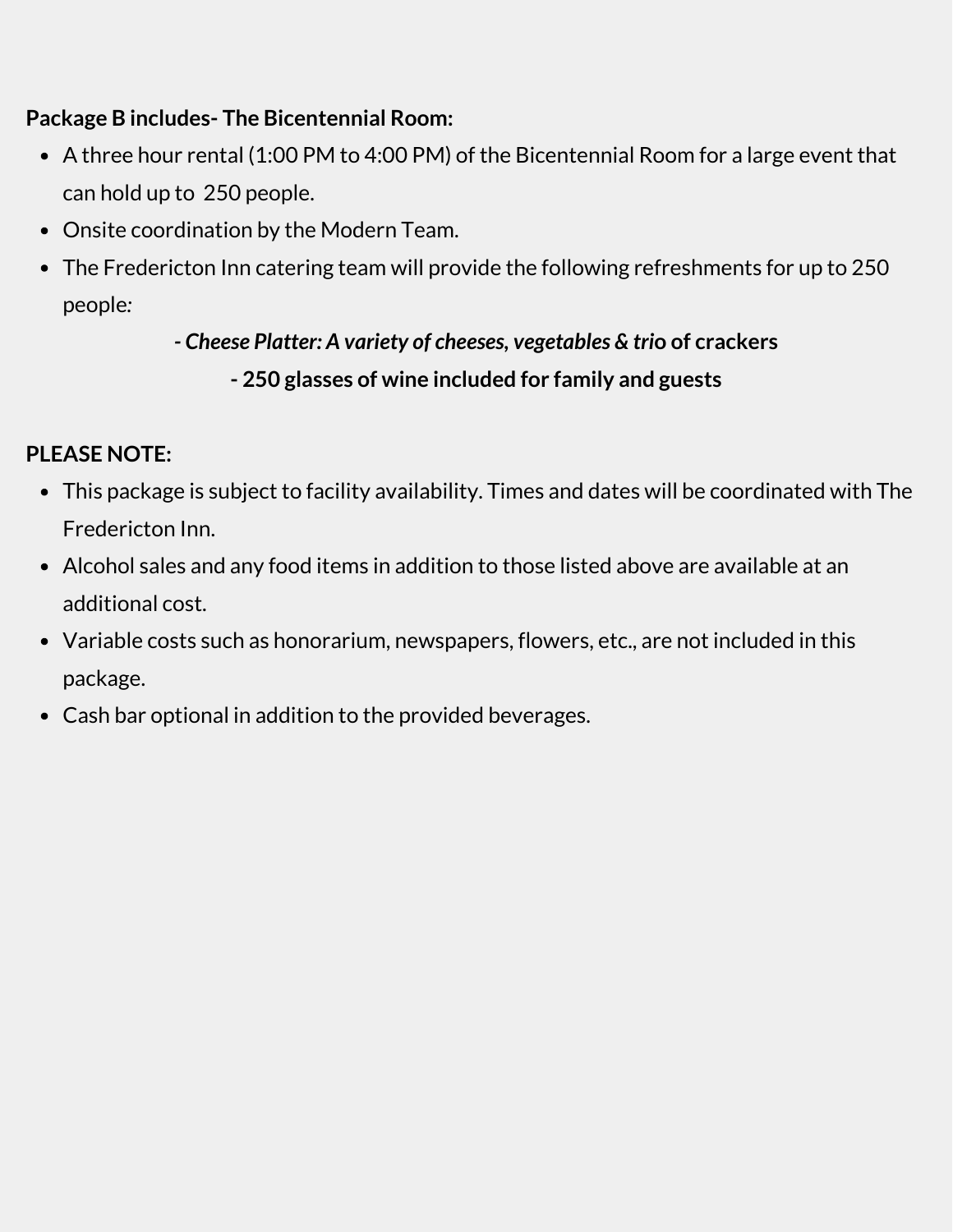**Package B includes- The Bicentennial Room:**

- A three hour rental (1:00 PM to 4:00 PM) of the Bicentennial Room for a large event that can hold up to 250 people.
- Onsite coordination by the Modern Team.
- The Fredericton Inn catering team will provide the following refreshments for up to 250 people:

  ***- Cheese Platter: A variety of cheeses, vegetables & trio* of crackers**

  **- 250 glasses of wine included for family and guests**

**PLEASE NOTE:**

- This package is subject to facility availability. Times and dates will be coordinated with The Fredericton Inn.
- Alcohol sales and any food items in addition to those listed above are available at an additional cost.
- Variable costs such as honorarium, newspapers, flowers, etc., are not included in this package.
- Cash bar optional in addition to the provided beverages.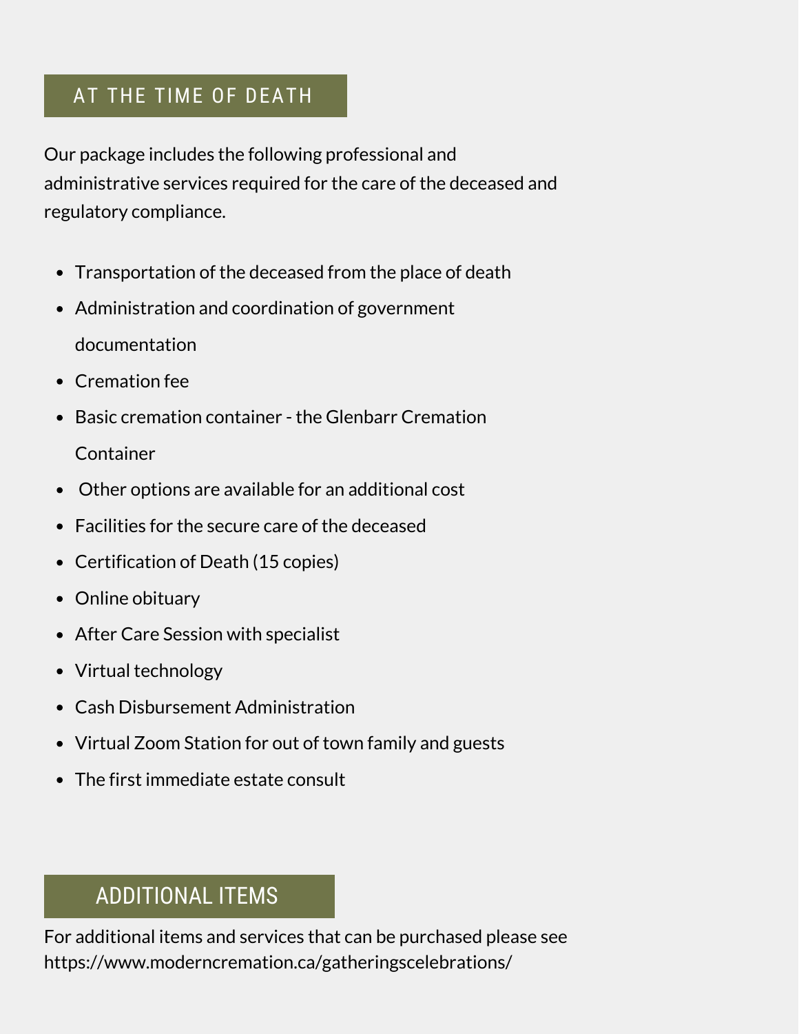## AT THE TIME OF DEATH

Our package includes the following professional and administrative services required for the care of the deceased and regulatory compliance.

- Transportation of the deceased from the place of death
- Administration and coordination of government documentation
- Cremation fee
- Basic cremation container - the Glenbarr Cremation Container
- Other options are available for an additional cost
- Facilities for the secure care of the deceased
- Certification of Death (15 copies)
- Online obituary
- After Care Session with specialist
- Virtual technology
- Cash Disbursement Administration
- Virtual Zoom Station for out of town family and guests
- The first immediate estate consult

## ADDITIONAL ITEMS

For additional items and services that can be purchased please see https://www.moderncremation.ca/gatheringscelebrations/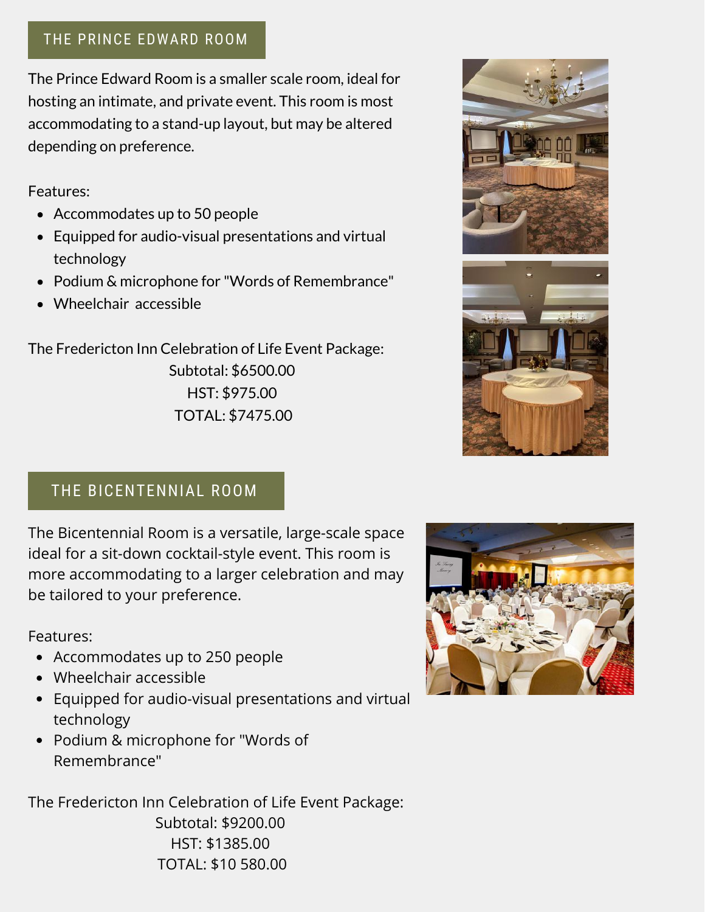## THE PRINCE EDWARD ROOM

The Prince Edward Room is a smaller scale room, ideal for hosting an intimate, and private event. This room is most accommodating to a stand-up layout, but may be altered depending on preference.

Features:

- Accommodates up to 50 people
- Equipped for audio-visual presentations and virtual technology
- Podium & microphone for "Words of Remembrance"
- Wheelchair accessible

The Fredericton Inn Celebration of Life Event Package:

Subtotal: $6500.00
HST: $975.00
TOTAL: $7475.00

## THE BICENTENNIAL ROOM

The Bicentennial Room is a versatile, large-scale space ideal for a sit-down cocktail-style event. This room is more accommodating to a larger celebration and may be tailored to your preference.

Features:

- Accommodates up to 250 people
- Wheelchair accessible
- Equipped for audio-visual presentations and virtual technology
- Podium & microphone for "Words of Remembrance"

The Fredericton Inn Celebration of Life Event Package:

Subtotal: $9200.00
HST: $1385.00
TOTAL: $10 580.00